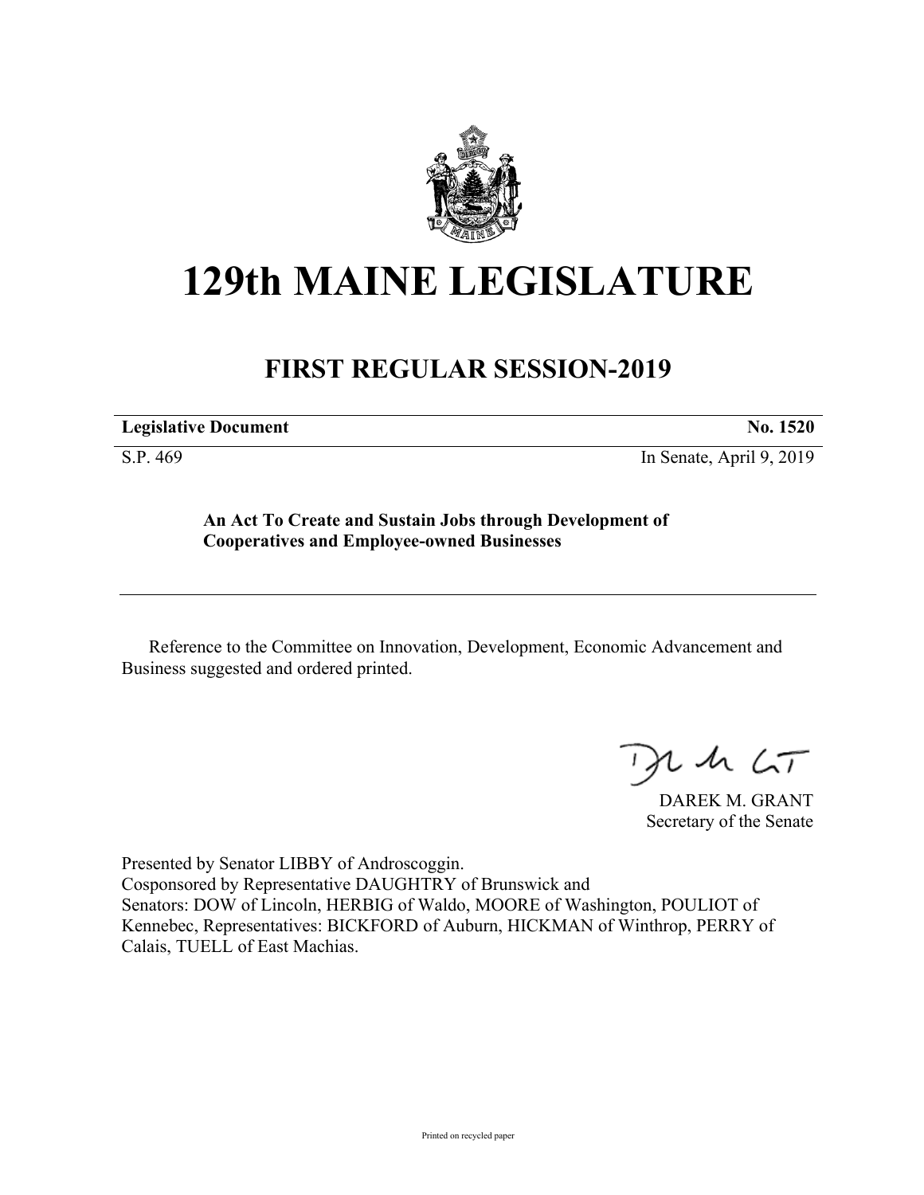# 129th MAINE LEGISLATURE

## FIRST REGULAR SESSION-2019

| **Legislative Document** | **No. 1520** |
|---|---|
| S.P. 469 | In Senate, April 9, 2019 |

**An Act To Create and Sustain Jobs through Development of Cooperatives and Employee-owned Businesses**

Reference to the Committee on Innovation, Development, Economic Advancement and Business suggested and ordered printed.

DAREK M. GRANT
Secretary of the Senate

Presented by Senator LIBBY of Androscoggin.
Cosponsored by Representative DAUGHTRY of Brunswick and
Senators: DOW of Lincoln, HERBIG of Waldo, MOORE of Washington, POULIOT of Kennebec, Representatives: BICKFORD of Auburn, HICKMAN of Winthrop, PERRY of Calais, TUELL of East Machias.

Printed on recycled paper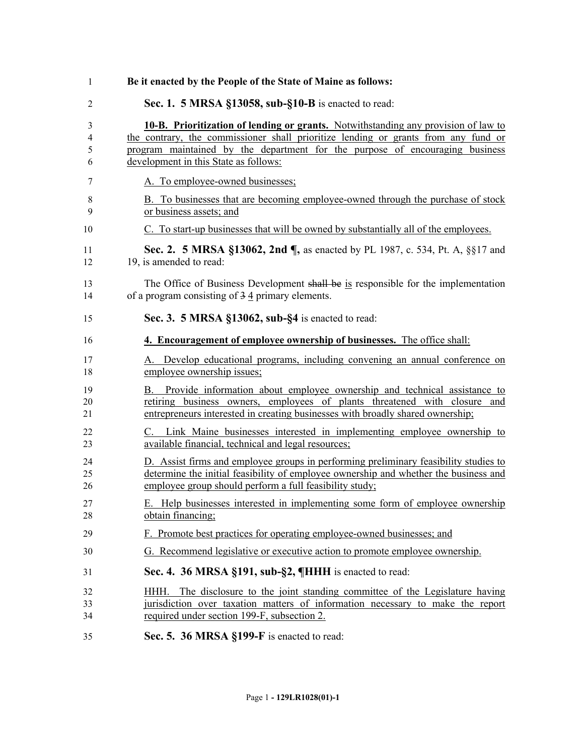**Be it enacted by the People of the State of Maine as follows:**

**Sec. 1. 5 MRSA §13058, sub-§10-B** is enacted to read:

**10-B. Prioritization of lending or grants.** Notwithstanding any provision of law to the contrary, the commissioner shall prioritize lending or grants from any fund or program maintained by the department for the purpose of encouraging business development in this State as follows:

A. To employee-owned businesses;

B. To businesses that are becoming employee-owned through the purchase of stock or business assets; and

C. To start-up businesses that will be owned by substantially all of the employees.

**Sec. 2. 5 MRSA §13062, 2nd ¶,** as enacted by PL 1987, c. 534, Pt. A, §§17 and 19, is amended to read:

The Office of Business Development ~~shall be~~ is responsible for the implementation of a program consisting of ~~3~~ 4 primary elements.

**Sec. 3. 5 MRSA §13062, sub-§4** is enacted to read:

**4. Encouragement of employee ownership of businesses.** The office shall:

A. Develop educational programs, including convening an annual conference on employee ownership issues;

B. Provide information about employee ownership and technical assistance to retiring business owners, employees of plants threatened with closure and entrepreneurs interested in creating businesses with broadly shared ownership;

C. Link Maine businesses interested in implementing employee ownership to available financial, technical and legal resources;

D. Assist firms and employee groups in performing preliminary feasibility studies to determine the initial feasibility of employee ownership and whether the business and employee group should perform a full feasibility study;

E. Help businesses interested in implementing some form of employee ownership obtain financing;

F. Promote best practices for operating employee-owned businesses; and

G. Recommend legislative or executive action to promote employee ownership.

**Sec. 4. 36 MRSA §191, sub-§2, ¶HHH** is enacted to read:

HHH. The disclosure to the joint standing committee of the Legislature having jurisdiction over taxation matters of information necessary to make the report required under section 199-F, subsection 2.

**Sec. 5. 36 MRSA §199-F** is enacted to read: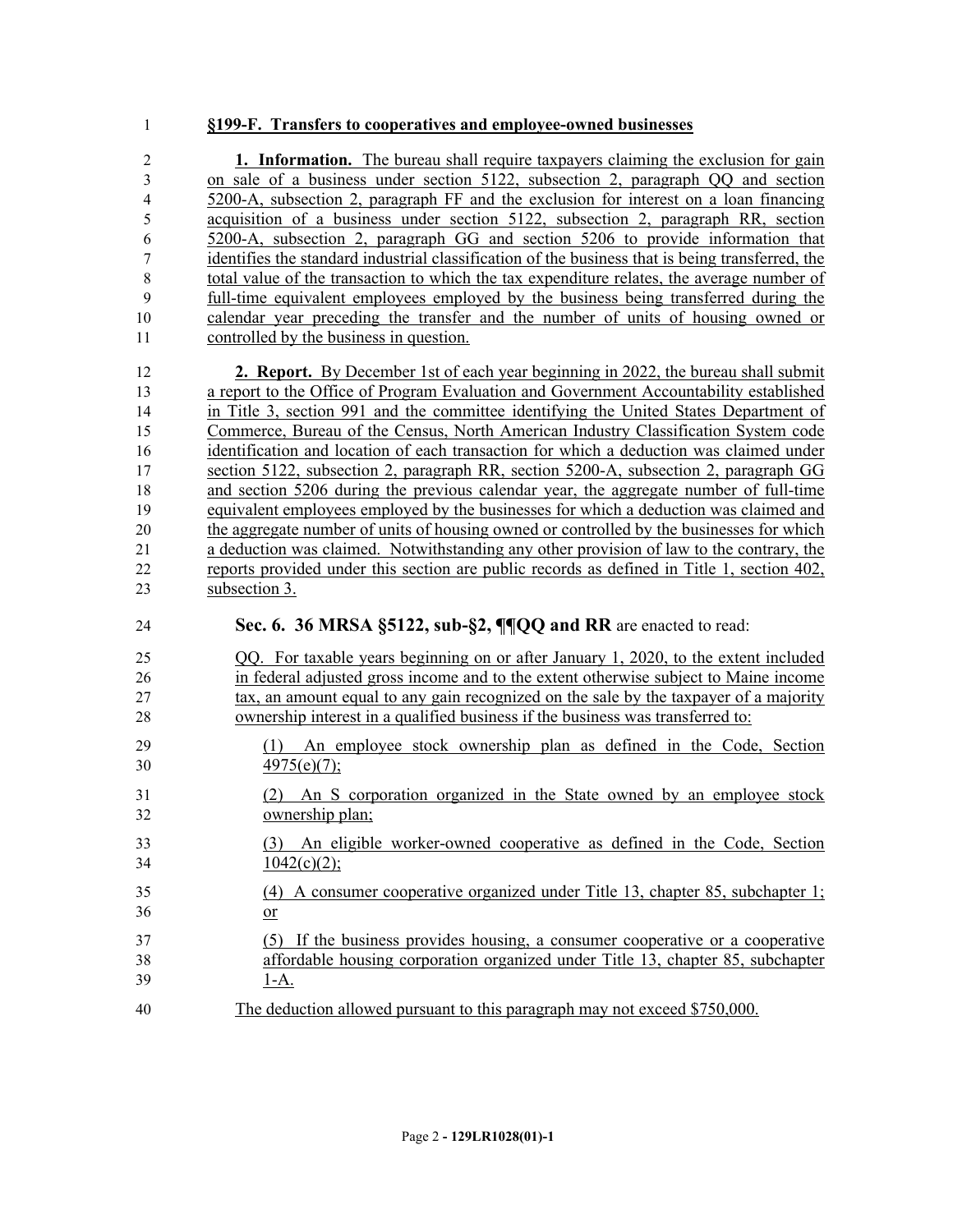**§199-F. Transfers to cooperatives and employee-owned businesses**

**1. Information.** The bureau shall require taxpayers claiming the exclusion for gain on sale of a business under section 5122, subsection 2, paragraph QQ and section 5200-A, subsection 2, paragraph FF and the exclusion for interest on a loan financing acquisition of a business under section 5122, subsection 2, paragraph RR, section 5200-A, subsection 2, paragraph GG and section 5206 to provide information that identifies the standard industrial classification of the business that is being transferred, the total value of the transaction to which the tax expenditure relates, the average number of full-time equivalent employees employed by the business being transferred during the calendar year preceding the transfer and the number of units of housing owned or controlled by the business in question.

**2. Report.** By December 1st of each year beginning in 2022, the bureau shall submit a report to the Office of Program Evaluation and Government Accountability established in Title 3, section 991 and the committee identifying the United States Department of Commerce, Bureau of the Census, North American Industry Classification System code identification and location of each transaction for which a deduction was claimed under section 5122, subsection 2, paragraph RR, section 5200-A, subsection 2, paragraph GG and section 5206 during the previous calendar year, the aggregate number of full-time equivalent employees employed by the businesses for which a deduction was claimed and the aggregate number of units of housing owned or controlled by the businesses for which a deduction was claimed. Notwithstanding any other provision of law to the contrary, the reports provided under this section are public records as defined in Title 1, section 402, subsection 3.

**Sec. 6. 36 MRSA §5122, sub-§2, ¶¶QQ and RR** are enacted to read:

QQ. For taxable years beginning on or after January 1, 2020, to the extent included in federal adjusted gross income and to the extent otherwise subject to Maine income tax, an amount equal to any gain recognized on the sale by the taxpayer of a majority ownership interest in a qualified business if the business was transferred to:

(1) An employee stock ownership plan as defined in the Code, Section 4975(e)(7);

(2) An S corporation organized in the State owned by an employee stock ownership plan;

(3) An eligible worker-owned cooperative as defined in the Code, Section 1042(c)(2);

(4) A consumer cooperative organized under Title 13, chapter 85, subchapter 1; or

(5) If the business provides housing, a consumer cooperative or a cooperative affordable housing corporation organized under Title 13, chapter 85, subchapter 1-A.

The deduction allowed pursuant to this paragraph may not exceed $750,000.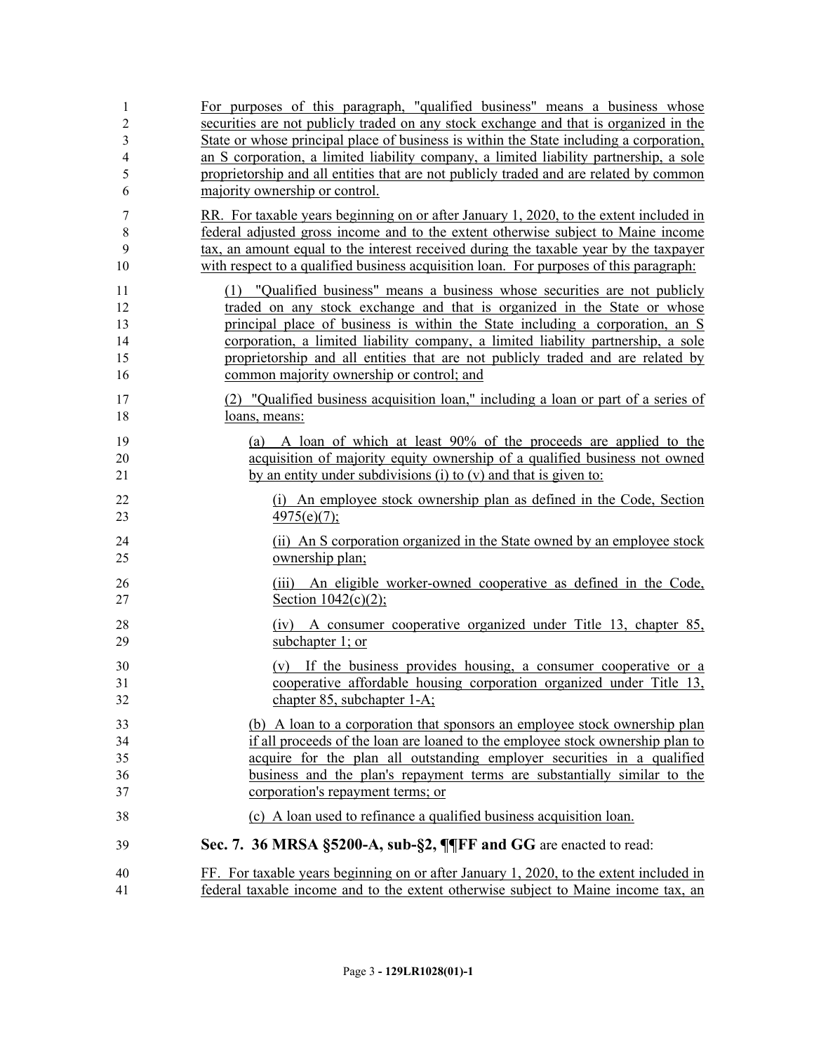For purposes of this paragraph, "qualified business" means a business whose securities are not publicly traded on any stock exchange and that is organized in the State or whose principal place of business is within the State including a corporation, an S corporation, a limited liability company, a limited liability partnership, a sole proprietorship and all entities that are not publicly traded and are related by common majority ownership or control.

RR. For taxable years beginning on or after January 1, 2020, to the extent included in federal adjusted gross income and to the extent otherwise subject to Maine income tax, an amount equal to the interest received during the taxable year by the taxpayer with respect to a qualified business acquisition loan. For purposes of this paragraph:

(1) "Qualified business" means a business whose securities are not publicly traded on any stock exchange and that is organized in the State or whose principal place of business is within the State including a corporation, an S corporation, a limited liability company, a limited liability partnership, a sole proprietorship and all entities that are not publicly traded and are related by common majority ownership or control; and

(2) "Qualified business acquisition loan," including a loan or part of a series of loans, means:

(a) A loan of which at least 90% of the proceeds are applied to the acquisition of majority equity ownership of a qualified business not owned by an entity under subdivisions (i) to (v) and that is given to:

(i) An employee stock ownership plan as defined in the Code, Section 4975(e)(7);

(ii) An S corporation organized in the State owned by an employee stock ownership plan;

(iii) An eligible worker-owned cooperative as defined in the Code, Section 1042(c)(2);

(iv) A consumer cooperative organized under Title 13, chapter 85, subchapter 1; or

(v) If the business provides housing, a consumer cooperative or a cooperative affordable housing corporation organized under Title 13, chapter 85, subchapter 1-A;

(b) A loan to a corporation that sponsors an employee stock ownership plan if all proceeds of the loan are loaned to the employee stock ownership plan to acquire for the plan all outstanding employer securities in a qualified business and the plan's repayment terms are substantially similar to the corporation's repayment terms; or

(c) A loan used to refinance a qualified business acquisition loan.

**Sec. 7. 36 MRSA §5200-A, sub-§2, ¶¶FF and GG** are enacted to read:

FF. For taxable years beginning on or after January 1, 2020, to the extent included in federal taxable income and to the extent otherwise subject to Maine income tax, an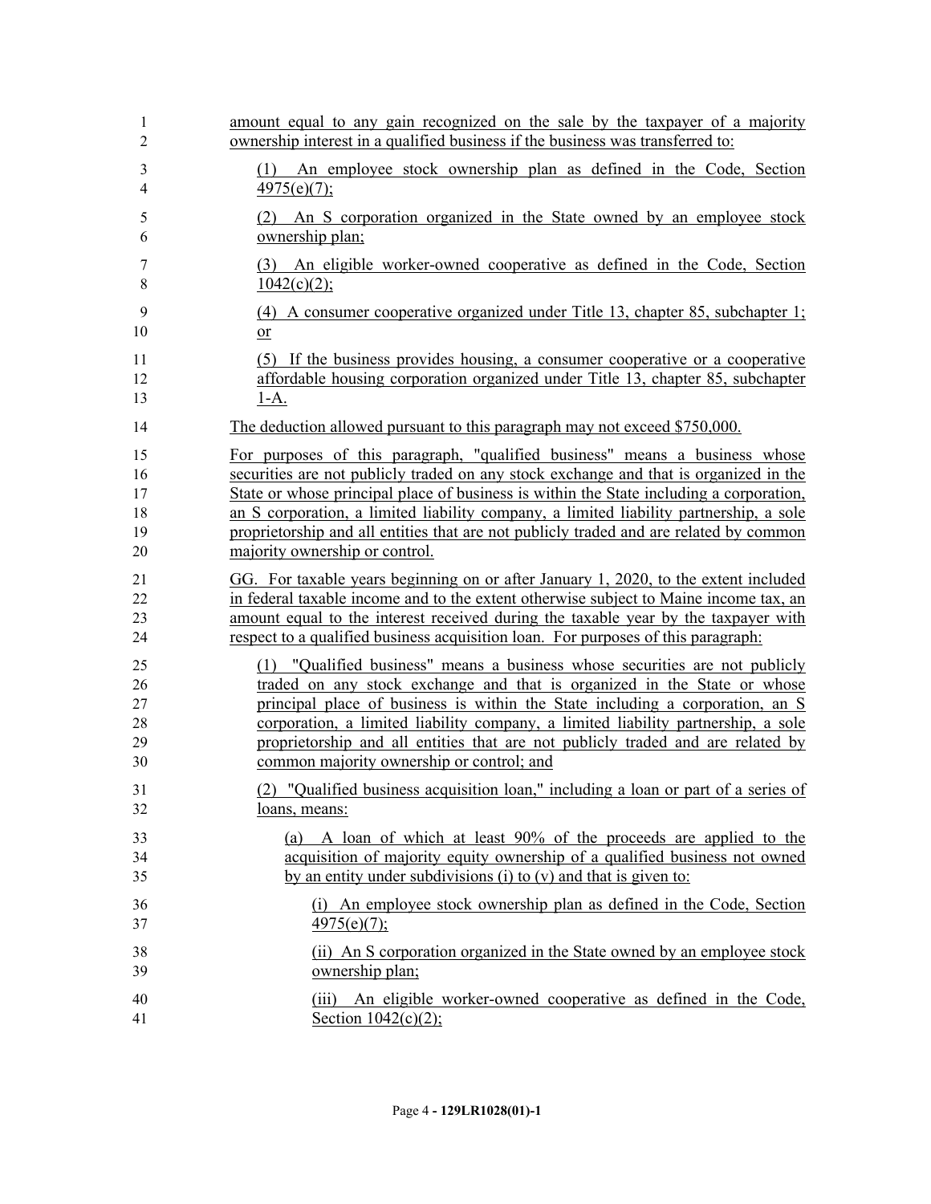amount equal to any gain recognized on the sale by the taxpayer of a majority ownership interest in a qualified business if the business was transferred to:

(1) An employee stock ownership plan as defined in the Code, Section 4975(e)(7);

(2) An S corporation organized in the State owned by an employee stock ownership plan;

(3) An eligible worker-owned cooperative as defined in the Code, Section 1042(c)(2);

(4) A consumer cooperative organized under Title 13, chapter 85, subchapter 1; or

(5) If the business provides housing, a consumer cooperative or a cooperative affordable housing corporation organized under Title 13, chapter 85, subchapter 1-A.

The deduction allowed pursuant to this paragraph may not exceed $750,000.

For purposes of this paragraph, "qualified business" means a business whose securities are not publicly traded on any stock exchange and that is organized in the State or whose principal place of business is within the State including a corporation, an S corporation, a limited liability company, a limited liability partnership, a sole proprietorship and all entities that are not publicly traded and are related by common majority ownership or control.

GG. For taxable years beginning on or after January 1, 2020, to the extent included in federal taxable income and to the extent otherwise subject to Maine income tax, an amount equal to the interest received during the taxable year by the taxpayer with respect to a qualified business acquisition loan. For purposes of this paragraph:

(1) "Qualified business" means a business whose securities are not publicly traded on any stock exchange and that is organized in the State or whose principal place of business is within the State including a corporation, an S corporation, a limited liability company, a limited liability partnership, a sole proprietorship and all entities that are not publicly traded and are related by common majority ownership or control; and

(2) "Qualified business acquisition loan," including a loan or part of a series of loans, means:

(a) A loan of which at least 90% of the proceeds are applied to the acquisition of majority equity ownership of a qualified business not owned by an entity under subdivisions (i) to (v) and that is given to:

(i) An employee stock ownership plan as defined in the Code, Section 4975(e)(7);

(ii) An S corporation organized in the State owned by an employee stock ownership plan;

(iii) An eligible worker-owned cooperative as defined in the Code, Section 1042(c)(2);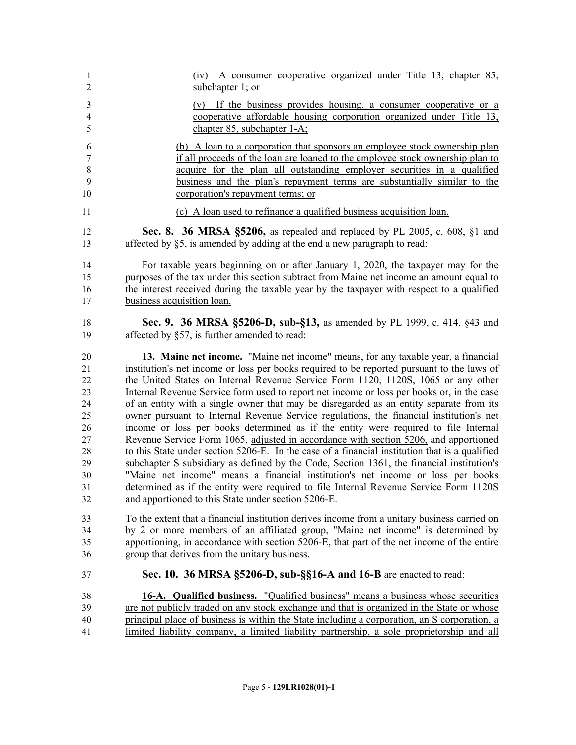(iv) A consumer cooperative organized under Title 13, chapter 85, subchapter 1; or

(v) If the business provides housing, a consumer cooperative or a cooperative affordable housing corporation organized under Title 13, chapter 85, subchapter 1-A;

(b) A loan to a corporation that sponsors an employee stock ownership plan if all proceeds of the loan are loaned to the employee stock ownership plan to acquire for the plan all outstanding employer securities in a qualified business and the plan's repayment terms are substantially similar to the corporation's repayment terms; or

(c) A loan used to refinance a qualified business acquisition loan.

**Sec. 8. 36 MRSA §5206,** as repealed and replaced by PL 2005, c. 608, §1 and affected by §5, is amended by adding at the end a new paragraph to read:

For taxable years beginning on or after January 1, 2020, the taxpayer may for the purposes of the tax under this section subtract from Maine net income an amount equal to the interest received during the taxable year by the taxpayer with respect to a qualified business acquisition loan.

**Sec. 9. 36 MRSA §5206-D, sub-§13,** as amended by PL 1999, c. 414, §43 and affected by §57, is further amended to read:

**13. Maine net income.** "Maine net income" means, for any taxable year, a financial institution's net income or loss per books required to be reported pursuant to the laws of the United States on Internal Revenue Service Form 1120, 1120S, 1065 or any other Internal Revenue Service form used to report net income or loss per books or, in the case of an entity with a single owner that may be disregarded as an entity separate from its owner pursuant to Internal Revenue Service regulations, the financial institution's net income or loss per books determined as if the entity were required to file Internal Revenue Service Form 1065, adjusted in accordance with section 5206, and apportioned to this State under section 5206-E. In the case of a financial institution that is a qualified subchapter S subsidiary as defined by the Code, Section 1361, the financial institution's "Maine net income" means a financial institution's net income or loss per books determined as if the entity were required to file Internal Revenue Service Form 1120S and apportioned to this State under section 5206-E.

To the extent that a financial institution derives income from a unitary business carried on by 2 or more members of an affiliated group, "Maine net income" is determined by apportioning, in accordance with section 5206-E, that part of the net income of the entire group that derives from the unitary business.

**Sec. 10. 36 MRSA §5206-D, sub-§§16-A and 16-B** are enacted to read:

**16-A. Qualified business.** "Qualified business" means a business whose securities are not publicly traded on any stock exchange and that is organized in the State or whose principal place of business is within the State including a corporation, an S corporation, a limited liability company, a limited liability partnership, a sole proprietorship and all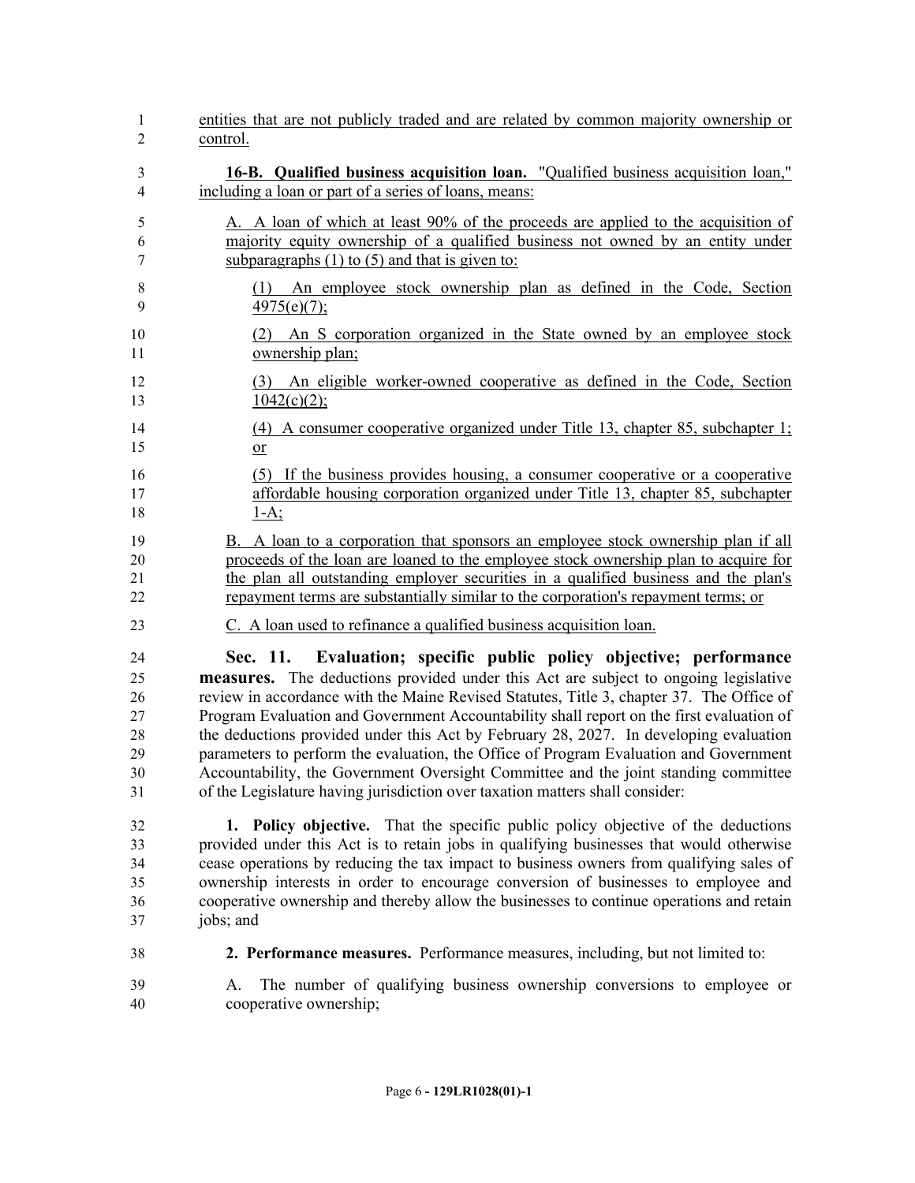entities that are not publicly traded and are related by common majority ownership or control.

**16-B. Qualified business acquisition loan.** "Qualified business acquisition loan," including a loan or part of a series of loans, means:

A. A loan of which at least 90% of the proceeds are applied to the acquisition of majority equity ownership of a qualified business not owned by an entity under subparagraphs (1) to (5) and that is given to:

(1) An employee stock ownership plan as defined in the Code, Section 4975(e)(7);

(2) An S corporation organized in the State owned by an employee stock ownership plan;

(3) An eligible worker-owned cooperative as defined in the Code, Section 1042(c)(2);

(4) A consumer cooperative organized under Title 13, chapter 85, subchapter 1; or

(5) If the business provides housing, a consumer cooperative or a cooperative affordable housing corporation organized under Title 13, chapter 85, subchapter 1-A;

B. A loan to a corporation that sponsors an employee stock ownership plan if all proceeds of the loan are loaned to the employee stock ownership plan to acquire for the plan all outstanding employer securities in a qualified business and the plan's repayment terms are substantially similar to the corporation's repayment terms; or

C. A loan used to refinance a qualified business acquisition loan.

**Sec. 11. Evaluation; specific public policy objective; performance measures.** The deductions provided under this Act are subject to ongoing legislative review in accordance with the Maine Revised Statutes, Title 3, chapter 37. The Office of Program Evaluation and Government Accountability shall report on the first evaluation of the deductions provided under this Act by February 28, 2027. In developing evaluation parameters to perform the evaluation, the Office of Program Evaluation and Government Accountability, the Government Oversight Committee and the joint standing committee of the Legislature having jurisdiction over taxation matters shall consider:

**1. Policy objective.** That the specific public policy objective of the deductions provided under this Act is to retain jobs in qualifying businesses that would otherwise cease operations by reducing the tax impact to business owners from qualifying sales of ownership interests in order to encourage conversion of businesses to employee and cooperative ownership and thereby allow the businesses to continue operations and retain jobs; and

**2. Performance measures.** Performance measures, including, but not limited to:

A. The number of qualifying business ownership conversions to employee or cooperative ownership;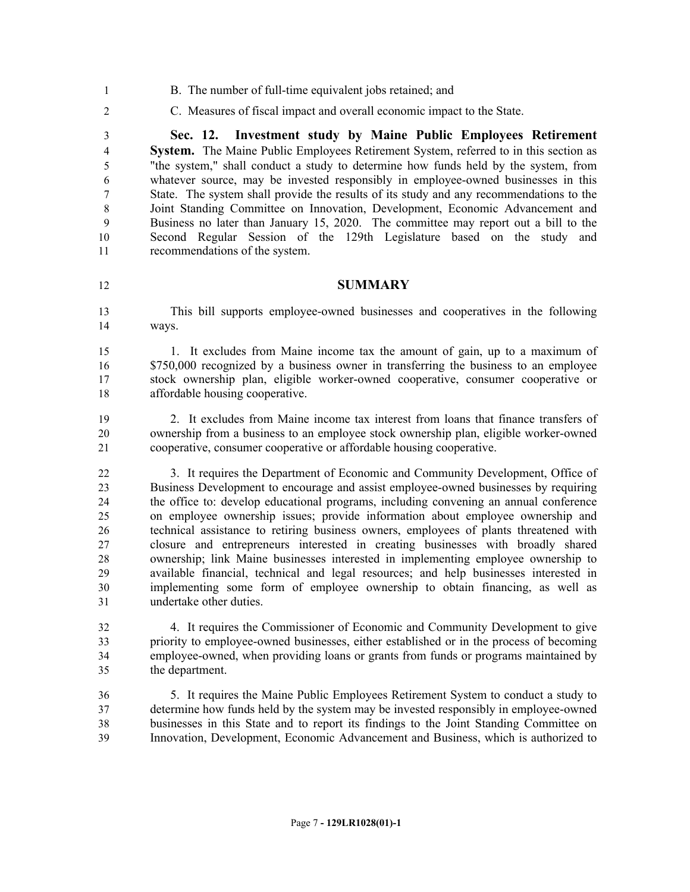B. The number of full-time equivalent jobs retained; and

C. Measures of fiscal impact and overall economic impact to the State.

**Sec. 12. Investment study by Maine Public Employees Retirement System.** The Maine Public Employees Retirement System, referred to in this section as "the system," shall conduct a study to determine how funds held by the system, from whatever source, may be invested responsibly in employee-owned businesses in this State. The system shall provide the results of its study and any recommendations to the Joint Standing Committee on Innovation, Development, Economic Advancement and Business no later than January 15, 2020. The committee may report out a bill to the Second Regular Session of the 129th Legislature based on the study and recommendations of the system.

## SUMMARY

This bill supports employee-owned businesses and cooperatives in the following ways.

1. It excludes from Maine income tax the amount of gain, up to a maximum of $750,000 recognized by a business owner in transferring the business to an employee stock ownership plan, eligible worker-owned cooperative, consumer cooperative or affordable housing cooperative.

2. It excludes from Maine income tax interest from loans that finance transfers of ownership from a business to an employee stock ownership plan, eligible worker-owned cooperative, consumer cooperative or affordable housing cooperative.

3. It requires the Department of Economic and Community Development, Office of Business Development to encourage and assist employee-owned businesses by requiring the office to: develop educational programs, including convening an annual conference on employee ownership issues; provide information about employee ownership and technical assistance to retiring business owners, employees of plants threatened with closure and entrepreneurs interested in creating businesses with broadly shared ownership; link Maine businesses interested in implementing employee ownership to available financial, technical and legal resources; and help businesses interested in implementing some form of employee ownership to obtain financing, as well as undertake other duties.

4. It requires the Commissioner of Economic and Community Development to give priority to employee-owned businesses, either established or in the process of becoming employee-owned, when providing loans or grants from funds or programs maintained by the department.

5. It requires the Maine Public Employees Retirement System to conduct a study to determine how funds held by the system may be invested responsibly in employee-owned businesses in this State and to report its findings to the Joint Standing Committee on Innovation, Development, Economic Advancement and Business, which is authorized to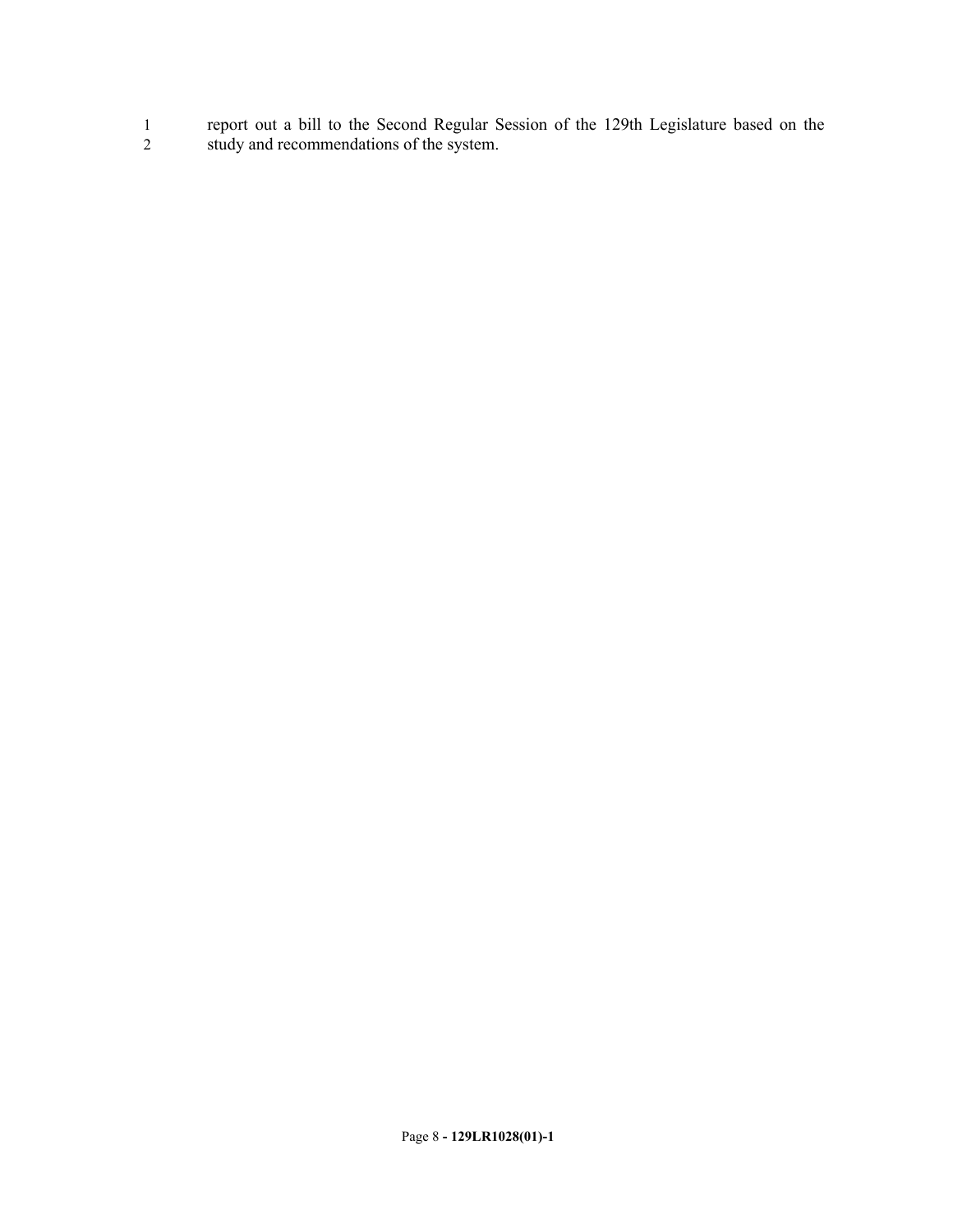report out a bill to the Second Regular Session of the 129th Legislature based on the study and recommendations of the system.